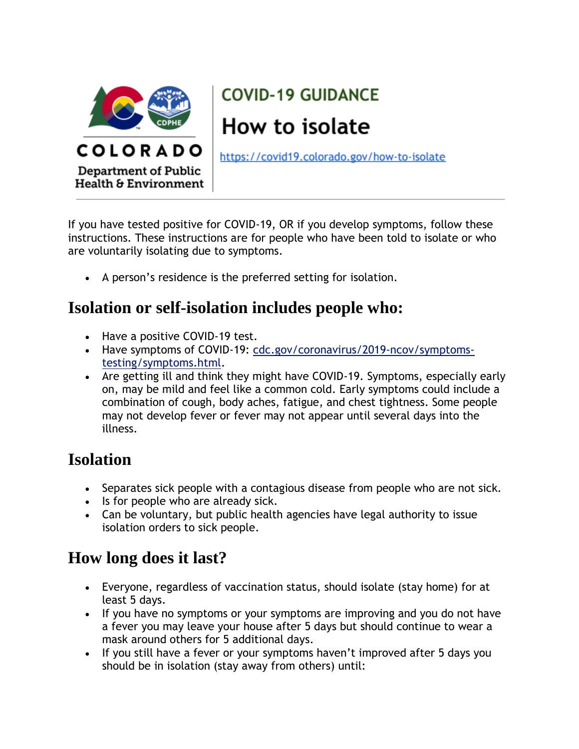COLORADO

Department of Public Health & Environment

COVID-19 GUIDANCE

# How to isolate

https://covid19.colorado.gov/how-to-isolate

If you have tested positive for COVID-19, OR if you develop symptoms, follow these instructions. These instructions are for people who have been told to isolate or who are voluntarily isolating due to symptoms.

- A person's residence is the preferred setting for isolation.

## Isolation or self-isolation includes people who:

- Have a positive COVID-19 test.
- Have symptoms of COVID-19: [cdc.gov/coronavirus/2019-ncov/symptoms-testing/symptoms.html](https://cdc.gov/coronavirus/2019-ncov/symptoms-testing/symptoms.html).
- Are getting ill and think they might have COVID-19. Symptoms, especially early on, may be mild and feel like a common cold. Early symptoms could include a combination of cough, body aches, fatigue, and chest tightness. Some people may not develop fever or fever may not appear until several days into the illness.

## Isolation

- Separates sick people with a contagious disease from people who are not sick.
- Is for people who are already sick.
- Can be voluntary, but public health agencies have legal authority to issue isolation orders to sick people.

## How long does it last?

- Everyone, regardless of vaccination status, should isolate (stay home) for at least 5 days.
- If you have no symptoms or your symptoms are improving and you do not have a fever you may leave your house after 5 days but should continue to wear a mask around others for 5 additional days.
- If you still have a fever or your symptoms haven't improved after 5 days you should be in isolation (stay away from others) until: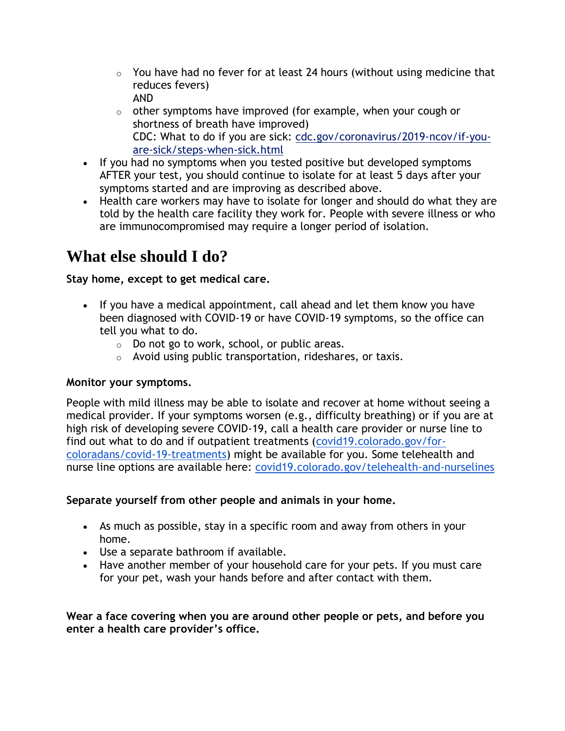- You have had no fever for at least 24 hours (without using medicine that reduces fevers)
      AND
    - other symptoms have improved (for example, when your cough or shortness of breath have improved)
      CDC: What to do if you are sick: [cdc.gov/coronavirus/2019-ncov/if-you-are-sick/steps-when-sick.html](https://cdc.gov/coronavirus/2019-ncov/if-you-are-sick/steps-when-sick.html)
- If you had no symptoms when you tested positive but developed symptoms AFTER your test, you should continue to isolate for at least 5 days after your symptoms started and are improving as described above.
- Health care workers may have to isolate for longer and should do what they are told by the health care facility they work for. People with severe illness or who are immunocompromised may require a longer period of isolation.

# What else should I do?

**Stay home, except to get medical care.**

- If you have a medical appointment, call ahead and let them know you have been diagnosed with COVID-19 or have COVID-19 symptoms, so the office can tell you what to do.
    - Do not go to work, school, or public areas.
    - Avoid using public transportation, rideshares, or taxis.

**Monitor your symptoms.**

People with mild illness may be able to isolate and recover at home without seeing a medical provider. If your symptoms worsen (e.g., difficulty breathing) or if you are at high risk of developing severe COVID-19, call a health care provider or nurse line to find out what to do and if outpatient treatments ([covid19.colorado.gov/for-coloradans/covid-19-treatments](https://covid19.colorado.gov/for-coloradans/covid-19-treatments)) might be available for you. Some telehealth and nurse line options are available here: [covid19.colorado.gov/telehealth-and-nurselines](https://covid19.colorado.gov/telehealth-and-nurselines)

**Separate yourself from other people and animals in your home.**

- As much as possible, stay in a specific room and away from others in your home.
- Use a separate bathroom if available.
- Have another member of your household care for your pets. If you must care for your pet, wash your hands before and after contact with them.

**Wear a face covering when you are around other people or pets, and before you enter a health care provider's office.**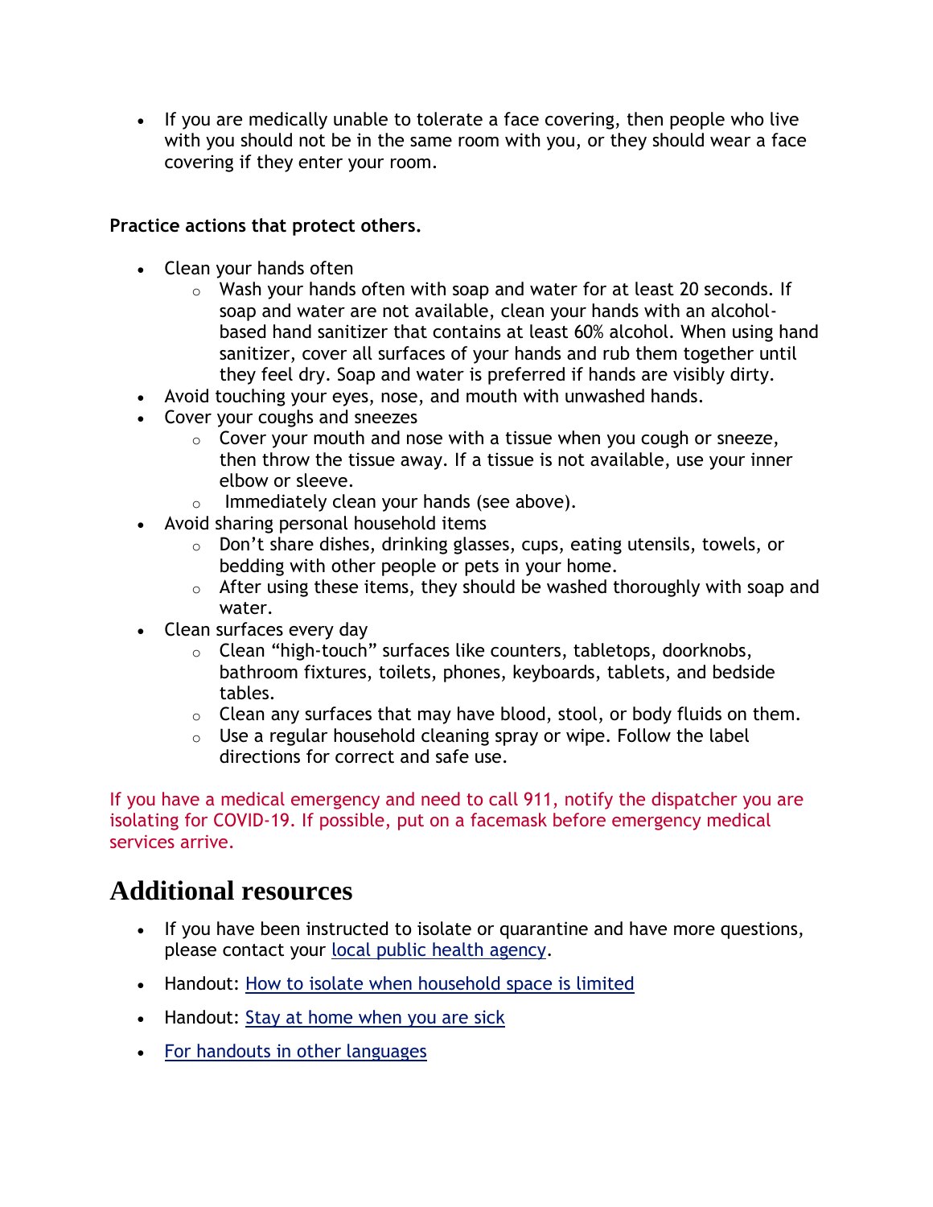- If you are medically unable to tolerate a face covering, then people who live with you should not be in the same room with you, or they should wear a face covering if they enter your room.

**Practice actions that protect others.**

- Clean your hands often
    - Wash your hands often with soap and water for at least 20 seconds. If soap and water are not available, clean your hands with an alcohol-based hand sanitizer that contains at least 60% alcohol. When using hand sanitizer, cover all surfaces of your hands and rub them together until they feel dry. Soap and water is preferred if hands are visibly dirty.
- Avoid touching your eyes, nose, and mouth with unwashed hands.
- Cover your coughs and sneezes
    - Cover your mouth and nose with a tissue when you cough or sneeze, then throw the tissue away. If a tissue is not available, use your inner elbow or sleeve.
    - Immediately clean your hands (see above).
- Avoid sharing personal household items
    - Don't share dishes, drinking glasses, cups, eating utensils, towels, or bedding with other people or pets in your home.
    - After using these items, they should be washed thoroughly with soap and water.
- Clean surfaces every day
    - Clean "high-touch" surfaces like counters, tabletops, doorknobs, bathroom fixtures, toilets, phones, keyboards, tablets, and bedside tables.
    - Clean any surfaces that may have blood, stool, or body fluids on them.
    - Use a regular household cleaning spray or wipe. Follow the label directions for correct and safe use.

If you have a medical emergency and need to call 911, notify the dispatcher you are isolating for COVID-19. If possible, put on a facemask before emergency medical services arrive.

# Additional resources

- If you have been instructed to isolate or quarantine and have more questions, please contact your local public health agency.
- Handout: How to isolate when household space is limited
- Handout: Stay at home when you are sick
- For handouts in other languages